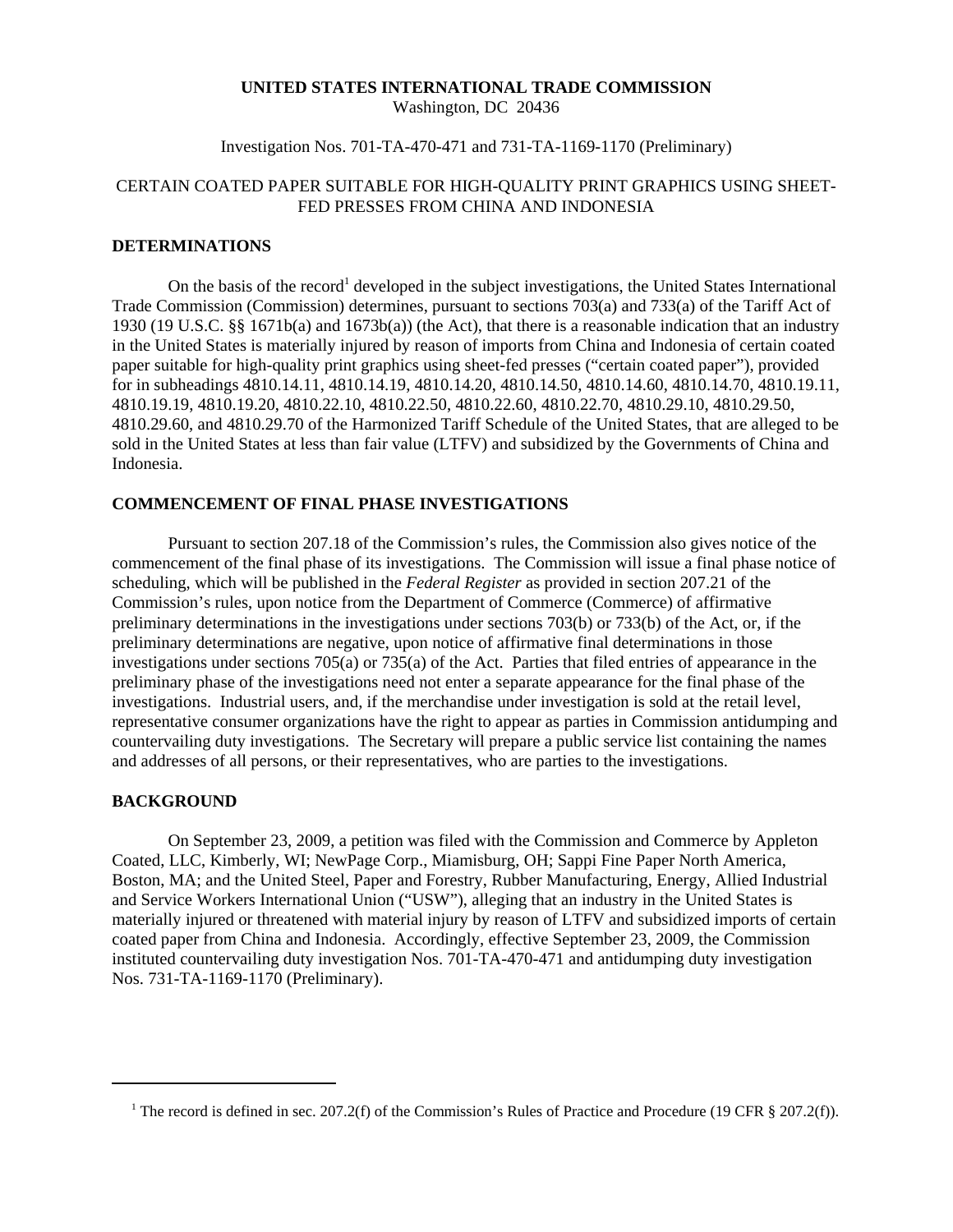**UNITED STATES INTERNATIONAL TRADE COMMISSION**
Washington, DC 20436

Investigation Nos. 701-TA-470-471 and 731-TA-1169-1170 (Preliminary)

CERTAIN COATED PAPER SUITABLE FOR HIGH-QUALITY PRINT GRAPHICS USING SHEET-FED PRESSES FROM CHINA AND INDONESIA

## DETERMINATIONS

On the basis of the record[1] developed in the subject investigations, the United States International Trade Commission (Commission) determines, pursuant to sections 703(a) and 733(a) of the Tariff Act of 1930 (19 U.S.C. §§ 1671b(a) and 1673b(a)) (the Act), that there is a reasonable indication that an industry in the United States is materially injured by reason of imports from China and Indonesia of certain coated paper suitable for high-quality print graphics using sheet-fed presses ("certain coated paper"), provided for in subheadings 4810.14.11, 4810.14.19, 4810.14.20, 4810.14.50, 4810.14.60, 4810.14.70, 4810.19.11, 4810.19.19, 4810.19.20, 4810.22.10, 4810.22.50, 4810.22.60, 4810.22.70, 4810.29.10, 4810.29.50, 4810.29.60, and 4810.29.70 of the Harmonized Tariff Schedule of the United States, that are alleged to be sold in the United States at less than fair value (LTFV) and subsidized by the Governments of China and Indonesia.

## COMMENCEMENT OF FINAL PHASE INVESTIGATIONS

Pursuant to section 207.18 of the Commission's rules, the Commission also gives notice of the commencement of the final phase of its investigations. The Commission will issue a final phase notice of scheduling, which will be published in the *Federal Register* as provided in section 207.21 of the Commission's rules, upon notice from the Department of Commerce (Commerce) of affirmative preliminary determinations in the investigations under sections 703(b) or 733(b) of the Act, or, if the preliminary determinations are negative, upon notice of affirmative final determinations in those investigations under sections 705(a) or 735(a) of the Act. Parties that filed entries of appearance in the preliminary phase of the investigations need not enter a separate appearance for the final phase of the investigations. Industrial users, and, if the merchandise under investigation is sold at the retail level, representative consumer organizations have the right to appear as parties in Commission antidumping and countervailing duty investigations. The Secretary will prepare a public service list containing the names and addresses of all persons, or their representatives, who are parties to the investigations.

## BACKGROUND

On September 23, 2009, a petition was filed with the Commission and Commerce by Appleton Coated, LLC, Kimberly, WI; NewPage Corp., Miamisburg, OH; Sappi Fine Paper North America, Boston, MA; and the United Steel, Paper and Forestry, Rubber Manufacturing, Energy, Allied Industrial and Service Workers International Union ("USW"), alleging that an industry in the United States is materially injured or threatened with material injury by reason of LTFV and subsidized imports of certain coated paper from China and Indonesia. Accordingly, effective September 23, 2009, the Commission instituted countervailing duty investigation Nos. 701-TA-470-471 and antidumping duty investigation Nos. 731-TA-1169-1170 (Preliminary).

---

[1] The record is defined in sec. 207.2(f) of the Commission's Rules of Practice and Procedure (19 CFR § 207.2(f)).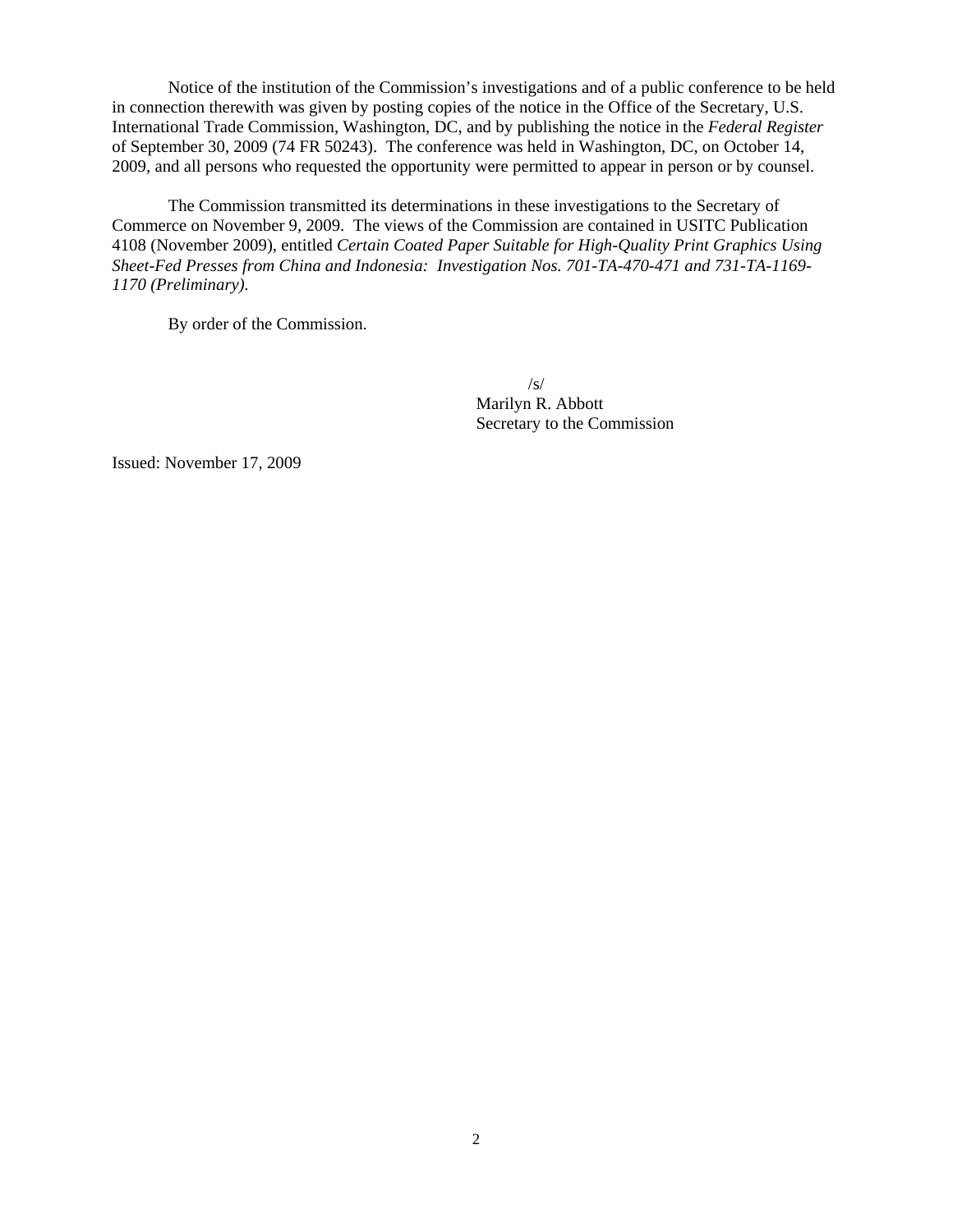Notice of the institution of the Commission's investigations and of a public conference to be held in connection therewith was given by posting copies of the notice in the Office of the Secretary, U.S. International Trade Commission, Washington, DC, and by publishing the notice in the *Federal Register* of September 30, 2009 (74 FR 50243). The conference was held in Washington, DC, on October 14, 2009, and all persons who requested the opportunity were permitted to appear in person or by counsel.

The Commission transmitted its determinations in these investigations to the Secretary of Commerce on November 9, 2009. The views of the Commission are contained in USITC Publication 4108 (November 2009), entitled *Certain Coated Paper Suitable for High-Quality Print Graphics Using Sheet-Fed Presses from China and Indonesia: Investigation Nos. 701-TA-470-471 and 731-TA-1169-1170 (Preliminary).*

By order of the Commission.

/s/
Marilyn R. Abbott
Secretary to the Commission

Issued: November 17, 2009